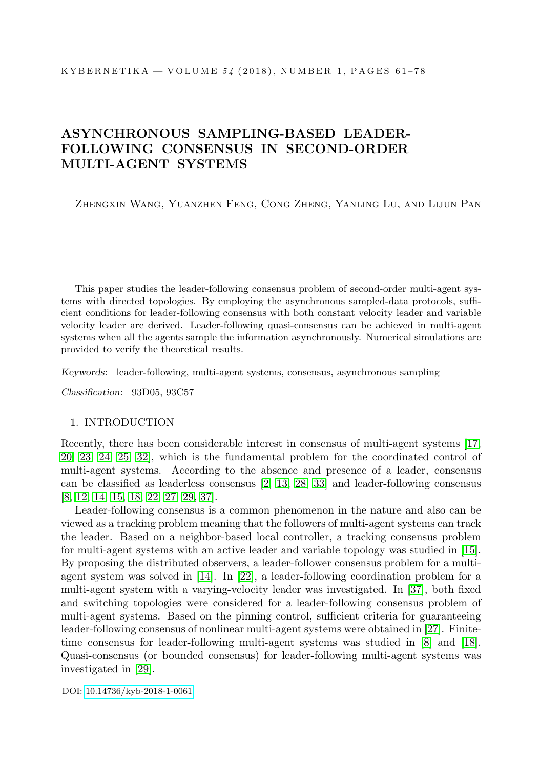# ASYNCHRONOUS SAMPLING-BASED LEADER-FOLLOWING CONSENSUS IN SECOND-ORDER MULTI-AGENT SYSTEMS

Zhengxin Wang, Yuanzhen Feng, Cong Zheng, Yanling Lu, and Lijun Pan

This paper studies the leader-following consensus problem of second-order multi-agent systems with directed topologies. By employing the asynchronous sampled-data protocols, sufficient conditions for leader-following consensus with both constant velocity leader and variable velocity leader are derived. Leader-following quasi-consensus can be achieved in multi-agent systems when all the agents sample the information asynchronously. Numerical simulations are provided to verify the theoretical results.

*Keywords:* leader-following, multi-agent systems, consensus, asynchronous sampling

*Classification:* 93D05, 93C57

## 1. INTRODUCTION

Recently, there has been considerable interest in consensus of multi-agent systems [17, 20, 23, 24, 25, 32], which is the fundamental problem for the coordinated control of multi-agent systems. According to the absence and presence of a leader, consensus can be classified as leaderless consensus [2, 13, 28, 33] and leader-following consensus [8, 12, 14, 15, 18, 22, 27, 29, 37].

Leader-following consensus is a common phenomenon in the nature and also can be viewed as a tracking problem meaning that the followers of multi-agent systems can track the leader. Based on a neighbor-based local controller, a tracking consensus problem for multi-agent systems with an active leader and variable topology was studied in [15]. By proposing the distributed observers, a leader-follower consensus problem for a multi-agent system was solved in [14]. In [22], a leader-following coordination problem for a multi-agent system with a varying-velocity leader was investigated. In [37], both fixed and switching topologies were considered for a leader-following consensus problem of multi-agent systems. Based on the pinning control, sufficient criteria for guaranteeing leader-following consensus of nonlinear multi-agent systems were obtained in [27]. Finite-time consensus for leader-following multi-agent systems was studied in [8] and [18]. Quasi-consensus (or bounded consensus) for leader-following multi-agent systems was investigated in [29].

DOI: 10.14736/kyb-2018-1-0061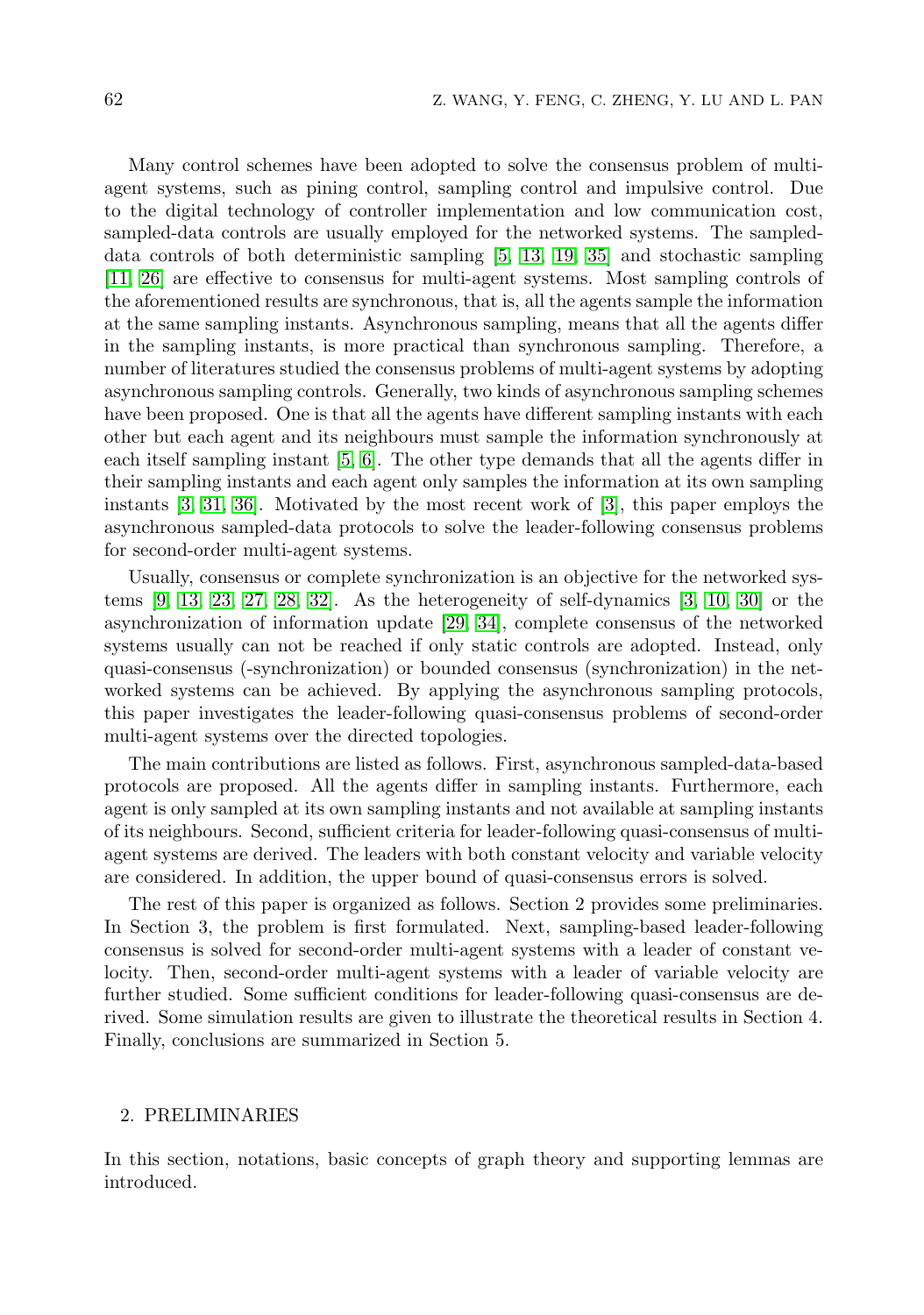Many control schemes have been adopted to solve the consensus problem of multi-agent systems, such as pining control, sampling control and impulsive control. Due to the digital technology of controller implementation and low communication cost, sampled-data controls are usually employed for the networked systems. The sampled-data controls of both deterministic sampling [5, 13, 19, 35] and stochastic sampling [11, 26] are effective to consensus for multi-agent systems. Most sampling controls of the aforementioned results are synchronous, that is, all the agents sample the information at the same sampling instants. Asynchronous sampling, means that all the agents differ in the sampling instants, is more practical than synchronous sampling. Therefore, a number of literatures studied the consensus problems of multi-agent systems by adopting asynchronous sampling controls. Generally, two kinds of asynchronous sampling schemes have been proposed. One is that all the agents have different sampling instants with each other but each agent and its neighbours must sample the information synchronously at each itself sampling instant [5, 6]. The other type demands that all the agents differ in their sampling instants and each agent only samples the information at its own sampling instants [3, 31, 36]. Motivated by the most recent work of [3], this paper employs the asynchronous sampled-data protocols to solve the leader-following consensus problems for second-order multi-agent systems.

Usually, consensus or complete synchronization is an objective for the networked systems [9, 13, 23, 27, 28, 32]. As the heterogeneity of self-dynamics [3, 10, 30] or the asynchronization of information update [29, 34], complete consensus of the networked systems usually can not be reached if only static controls are adopted. Instead, only quasi-consensus (-synchronization) or bounded consensus (synchronization) in the networked systems can be achieved. By applying the asynchronous sampling protocols, this paper investigates the leader-following quasi-consensus problems of second-order multi-agent systems over the directed topologies.

The main contributions are listed as follows. First, asynchronous sampled-data-based protocols are proposed. All the agents differ in sampling instants. Furthermore, each agent is only sampled at its own sampling instants and not available at sampling instants of its neighbours. Second, sufficient criteria for leader-following quasi-consensus of multi-agent systems are derived. The leaders with both constant velocity and variable velocity are considered. In addition, the upper bound of quasi-consensus errors is solved.

The rest of this paper is organized as follows. Section 2 provides some preliminaries. In Section 3, the problem is first formulated. Next, sampling-based leader-following consensus is solved for second-order multi-agent systems with a leader of constant velocity. Then, second-order multi-agent systems with a leader of variable velocity are further studied. Some sufficient conditions for leader-following quasi-consensus are derived. Some simulation results are given to illustrate the theoretical results in Section 4. Finally, conclusions are summarized in Section 5.

## 2. PRELIMINARIES

In this section, notations, basic concepts of graph theory and supporting lemmas are introduced.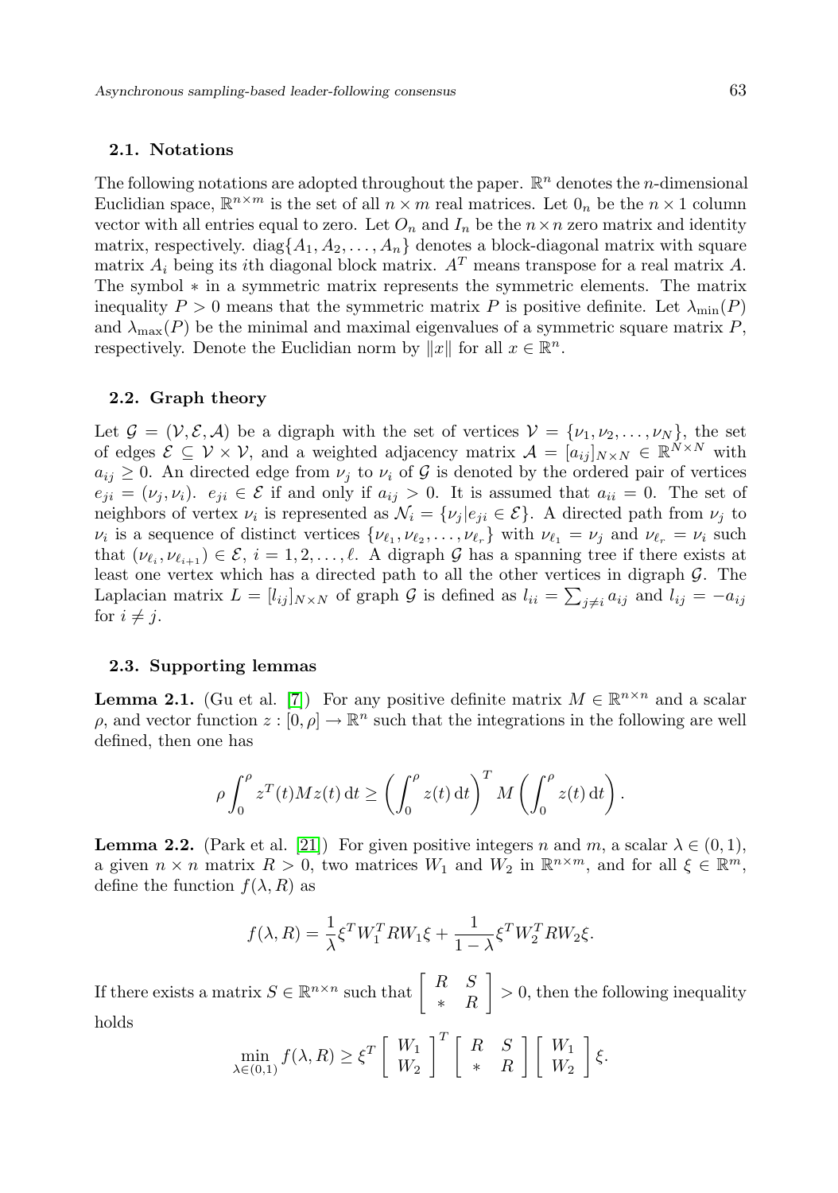### 2.1. Notations

The following notations are adopted throughout the paper. $\mathbb{R}^n$ denotes the $n$-dimensional Euclidian space, $\mathbb{R}^{n\times m}$ is the set of all $n \times m$ real matrices. Let $0_n$ be the $n \times 1$ column vector with all entries equal to zero. Let $O_n$ and $I_n$ be the $n\times n$ zero matrix and identity matrix, respectively. $\text{diag}\{A_1, A_2, \ldots, A_n\}$ denotes a block-diagonal matrix with square matrix $A_i$ being its $i$th diagonal block matrix. $A^T$ means transpose for a real matrix $A$. The symbol $*$ in a symmetric matrix represents the symmetric elements. The matrix inequality $P > 0$ means that the symmetric matrix $P$ is positive definite. Let $\lambda_{\min}(P)$ and $\lambda_{\max}(P)$ be the minimal and maximal eigenvalues of a symmetric square matrix $P$, respectively. Denote the Euclidian norm by $\|x\|$ for all $x \in \mathbb{R}^n$.

### 2.2. Graph theory

Let $\mathcal{G} = (\mathcal{V}, \mathcal{E}, \mathcal{A})$ be a digraph with the set of vertices $\mathcal{V} = \{\nu_1, \nu_2, \ldots, \nu_N\}$, the set of edges $\mathcal{E} \subseteq \mathcal{V} \times \mathcal{V}$, and a weighted adjacency matrix $\mathcal{A} = [a_{ij}]_{N\times N} \in \mathbb{R}^{N\times N}$ with $a_{ij} \geq 0$. An directed edge from $\nu_j$ to $\nu_i$ of $\mathcal{G}$ is denoted by the ordered pair of vertices $e_{ji} = (\nu_j, \nu_i)$. $e_{ji} \in \mathcal{E}$ if and only if $a_{ij} > 0$. It is assumed that $a_{ii} = 0$. The set of neighbors of vertex $\nu_i$ is represented as $\mathcal{N}_i = \{\nu_j | e_{ji} \in \mathcal{E}\}$. A directed path from $\nu_j$ to $\nu_i$ is a sequence of distinct vertices $\{\nu_{\ell_1}, \nu_{\ell_2}, \ldots, \nu_{\ell_r}\}$ with $\nu_{\ell_1} = \nu_j$ and $\nu_{\ell_r} = \nu_i$ such that $(\nu_{\ell_i}, \nu_{\ell_{i+1}}) \in \mathcal{E}$, $i = 1, 2, \ldots, \ell$. A digraph $\mathcal{G}$ has a spanning tree if there exists at least one vertex which has a directed path to all the other vertices in digraph $\mathcal{G}$. The Laplacian matrix $L = [l_{ij}]_{N\times N}$ of graph $\mathcal{G}$ is defined as $l_{ii} = \sum_{j\neq i} a_{ij}$ and $l_{ij} = -a_{ij}$ for $i \neq j$.

### 2.3. Supporting lemmas

**Lemma 2.1.** (Gu et al. [7]) For any positive definite matrix $M \in \mathbb{R}^{n\times n}$ and a scalar $\rho$, and vector function $z : [0, \rho] \to \mathbb{R}^n$ such that the integrations in the following are well defined, then one has

$$\rho \int_0^\rho z^T(t) M z(t)\, \mathrm{d}t \geq \left(\int_0^\rho z(t)\, \mathrm{d}t\right)^T M \left(\int_0^\rho z(t)\, \mathrm{d}t\right).$$

**Lemma 2.2.** (Park et al. [21]) For given positive integers $n$ and $m$, a scalar $\lambda \in (0, 1)$, a given $n \times n$ matrix $R > 0$, two matrices $W_1$ and $W_2$ in $\mathbb{R}^{n\times m}$, and for all $\xi \in \mathbb{R}^m$, define the function $f(\lambda, R)$ as

$$f(\lambda, R) = \frac{1}{\lambda}\xi^T W_1^T R W_1 \xi + \frac{1}{1-\lambda}\xi^T W_2^T R W_2 \xi.$$

If there exists a matrix $S \in \mathbb{R}^{n\times n}$ such that $\begin{bmatrix} R & S \\ * & R \end{bmatrix} > 0$, then the following inequality holds

$$\min_{\lambda\in(0,1)} f(\lambda, R) \geq \xi^T \begin{bmatrix} W_1 \\ W_2 \end{bmatrix}^T \begin{bmatrix} R & S \\ * & R \end{bmatrix} \begin{bmatrix} W_1 \\ W_2 \end{bmatrix} \xi.$$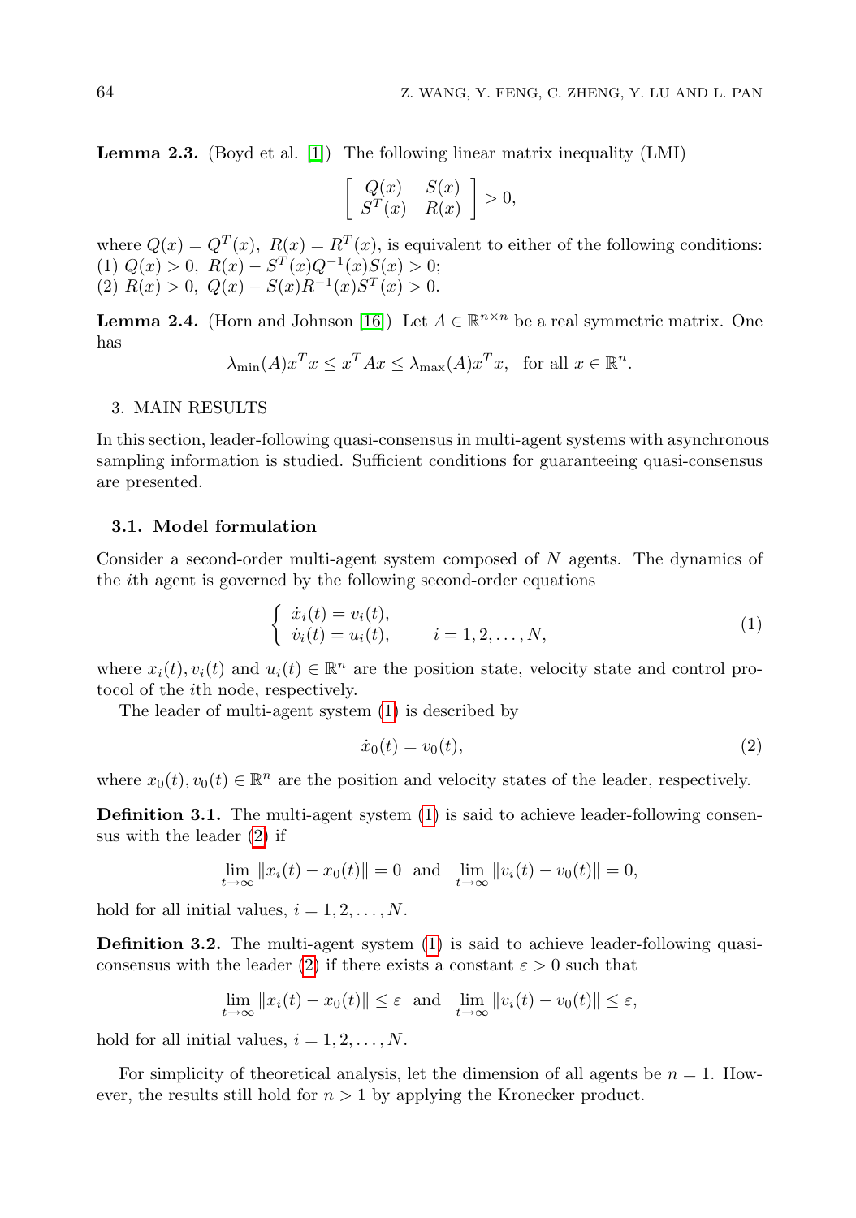**Lemma 2.3.** (Boyd et al. [1]) The following linear matrix inequality (LMI)

$$\begin{bmatrix} Q(x) & S(x) \\ S^T(x) & R(x) \end{bmatrix} > 0,$$

where $Q(x) = Q^T(x),\ R(x) = R^T(x)$, is equivalent to either of the following conditions:
(1) $Q(x) > 0,\ R(x) - S^T(x)Q^{-1}(x)S(x) > 0$;
(2) $R(x) > 0,\ Q(x) - S(x)R^{-1}(x)S^T(x) > 0$.

**Lemma 2.4.** (Horn and Johnson [16]) Let $A \in \mathbb{R}^{n\times n}$ be a real symmetric matrix. One has

$$\lambda_{\min}(A)x^T x \le x^T A x \le \lambda_{\max}(A)x^T x, \quad \text{for all } x \in \mathbb{R}^n.$$

## 3. MAIN RESULTS

In this section, leader-following quasi-consensus in multi-agent systems with asynchronous sampling information is studied. Sufficient conditions for guaranteeing quasi-consensus are presented.

### 3.1. Model formulation

Consider a second-order multi-agent system composed of $N$ agents. The dynamics of the $i$th agent is governed by the following second-order equations

$$\begin{cases} \dot{x}_i(t) = v_i(t), \\ \dot{v}_i(t) = u_i(t), \qquad i = 1, 2, \ldots, N, \end{cases} \tag{1}$$

where $x_i(t), v_i(t)$ and $u_i(t) \in \mathbb{R}^n$ are the position state, velocity state and control protocol of the $i$th node, respectively.

The leader of multi-agent system (1) is described by

$$\dot{x}_0(t) = v_0(t), \tag{2}$$

where $x_0(t), v_0(t) \in \mathbb{R}^n$ are the position and velocity states of the leader, respectively.

**Definition 3.1.** The multi-agent system (1) is said to achieve leader-following consensus with the leader (2) if

$$\lim_{t\to\infty} \|x_i(t) - x_0(t)\| = 0 \ \text{ and } \ \lim_{t\to\infty} \|v_i(t) - v_0(t)\| = 0,$$

hold for all initial values, $i = 1, 2, \ldots, N$.

**Definition 3.2.** The multi-agent system (1) is said to achieve leader-following quasi-consensus with the leader (2) if there exists a constant $\varepsilon > 0$ such that

$$\lim_{t\to\infty} \|x_i(t) - x_0(t)\| \le \varepsilon \ \text{ and } \ \lim_{t\to\infty} \|v_i(t) - v_0(t)\| \le \varepsilon,$$

hold for all initial values, $i = 1, 2, \ldots, N$.

For simplicity of theoretical analysis, let the dimension of all agents be $n = 1$. However, the results still hold for $n > 1$ by applying the Kronecker product.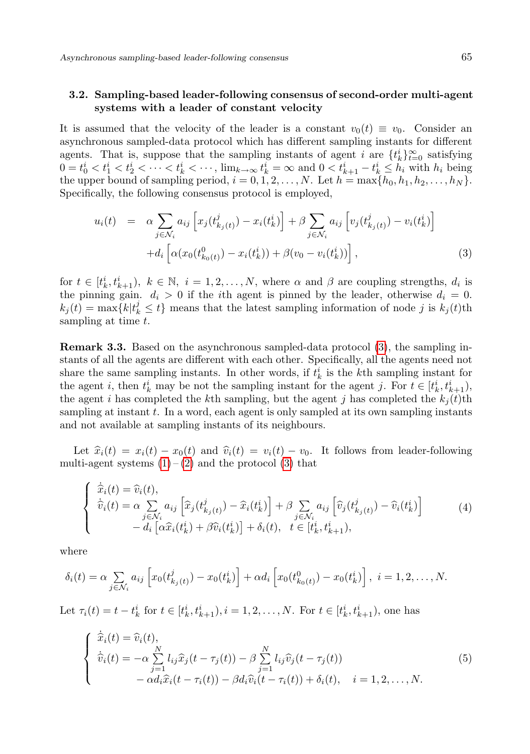### 3.2. Sampling-based leader-following consensus of second-order multi-agent systems with a leader of constant velocity

It is assumed that the velocity of the leader is a constant $v_0(t) \equiv v_0$. Consider an asynchronous sampled-data protocol which has different sampling instants for different agents. That is, suppose that the sampling instants of agent $i$ are $\{t_k^i\}_{t=0}^{\infty}$ satisfying $0 = t_0^i < t_1^i < t_2^i < \cdots < t_k^i < \cdots$, $\lim_{k\to\infty} t_k^i = \infty$ and $0 < t_{k+1}^i - t_k^i \le h_i$ with $h_i$ being the upper bound of sampling period, $i = 0, 1, 2, \ldots, N$. Let $h = \max\{h_0, h_1, h_2, \ldots, h_N\}$. Specifically, the following consensus protocol is employed,

$$
\begin{aligned}
u_i(t) \;=\; & \alpha \sum_{j\in\mathcal{N}_i} a_{ij}\left[x_j(t^j_{k_j(t)}) - x_i(t_k^i)\right] + \beta \sum_{j\in\mathcal{N}_i} a_{ij}\left[v_j(t^j_{k_j(t)}) - v_i(t_k^i)\right] \\
& + d_i\left[\alpha(x_0(t^0_{k_0(t)}) - x_i(t_k^i)) + \beta(v_0 - v_i(t_k^i))\right],
\end{aligned}
\tag{3}
$$

for $t \in [t_k^i, t_{k+1}^i)$, $k \in \mathbb{N}$, $i = 1, 2, \ldots, N$, where $\alpha$ and $\beta$ are coupling strengths, $d_i$ is the pinning gain. $d_i > 0$ if the $i$th agent is pinned by the leader, otherwise $d_i = 0$. $k_j(t) = \max\{k | t_k^j \le t\}$ means that the latest sampling information of node $j$ is $k_j(t)$th sampling at time $t$.

**Remark 3.3.** Based on the asynchronous sampled-data protocol (3), the sampling instants of all the agents are different with each other. Specifically, all the agents need not share the same sampling instants. In other words, if $t_k^i$ is the $k$th sampling instant for the agent $i$, then $t_k^i$ may be not the sampling instant for the agent $j$. For $t \in [t_k^i, t_{k+1}^i)$, the agent $i$ has completed the $k$th sampling, but the agent $j$ has completed the $k_j(t)$th sampling at instant $t$. In a word, each agent is only sampled at its own sampling instants and not available at sampling instants of its neighbours.

Let $\widehat{x}_i(t) = x_i(t) - x_0(t)$ and $\widehat{v}_i(t) = v_i(t) - v_0$. It follows from leader-following multi-agent systems (1) – (2) and the protocol (3) that

$$
\left\{
\begin{array}{l}
\dot{\widehat{x}}_i(t) = \widehat{v}_i(t), \\
\dot{\widehat{v}}_i(t) = \alpha \sum\limits_{j\in\mathcal{N}_i} a_{ij}\left[\widehat{x}_j(t^j_{k_j(t)}) - \widehat{x}_i(t_k^i)\right] + \beta \sum\limits_{j\in\mathcal{N}_i} a_{ij}\left[\widehat{v}_j(t^j_{k_j(t)}) - \widehat{v}_i(t_k^i)\right] \\
\qquad\quad - d_i\left[\alpha\widehat{x}_i(t_k^i) + \beta\widehat{v}_i(t_k^i)\right] + \delta_i(t), \quad t \in [t_k^i, t_{k+1}^i),
\end{array}
\right.
\tag{4}
$$

where

$$
\delta_i(t) = \alpha \sum_{j\in\mathcal{N}_i} a_{ij}\left[x_0(t^j_{k_j(t)}) - x_0(t_k^i)\right] + \alpha d_i\left[x_0(t^0_{k_0(t)}) - x_0(t_k^i)\right],\; i = 1, 2, \ldots, N.
$$

Let $\tau_i(t) = t - t_k^i$ for $t \in [t_k^i, t_{k+1}^i), i = 1, 2, \ldots, N$. For $t \in [t_k^i, t_{k+1}^i)$, one has

$$
\left\{
\begin{array}{l}
\dot{\widehat{x}}_i(t) = \widehat{v}_i(t), \\
\dot{\widehat{v}}_i(t) = -\alpha \sum\limits_{j=1}^{N} l_{ij}\widehat{x}_j(t - \tau_j(t)) - \beta \sum\limits_{j=1}^{N} l_{ij}\widehat{v}_j(t - \tau_j(t)) \\
\qquad\quad - \alpha d_i\widehat{x}_i(t - \tau_i(t)) - \beta d_i\widehat{v}_i(t - \tau_i(t)) + \delta_i(t), \quad i = 1, 2, \ldots, N.
\end{array}
\right.
\tag{5}
$$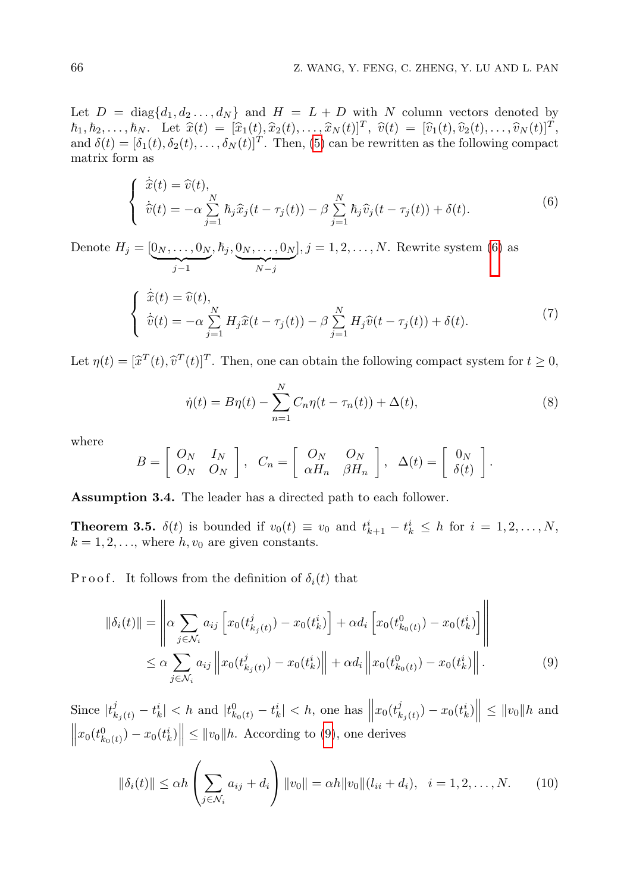Let $D = \text{diag}\{d_1, d_2 \ldots, d_N\}$ and $H = L + D$ with $N$ column vectors denoted by $\hbar_1, \hbar_2, \ldots, \hbar_N$. Let $\widehat{x}(t) = [\widehat{x}_1(t), \widehat{x}_2(t), \ldots, \widehat{x}_N(t)]^T$, $\widehat{v}(t) = [\widehat{v}_1(t), \widehat{v}_2(t), \ldots, \widehat{v}_N(t)]^T$, and $\delta(t) = [\delta_1(t), \delta_2(t), \ldots, \delta_N(t)]^T$. Then, (5) can be rewritten as the following compact matrix form as

$$
\begin{cases}
\dot{\widehat{x}}(t) = \widehat{v}(t), \\
\dot{\widehat{v}}(t) = -\alpha \sum\limits_{j=1}^{N} \hbar_j \widehat{x}_j(t - \tau_j(t)) - \beta \sum\limits_{j=1}^{N} \hbar_j \widehat{v}_j(t - \tau_j(t)) + \delta(t).
\end{cases} \tag{6}
$$

Denote $H_j = [\underbrace{0_N, \ldots, 0_N}_{j-1}, \hbar_j, \underbrace{0_N, \ldots, 0_N}_{N-j}], j = 1, 2, \ldots, N$. Rewrite system (6) as

$$
\begin{cases}
\dot{\widehat{x}}(t) = \widehat{v}(t), \\
\dot{\widehat{v}}(t) = -\alpha \sum\limits_{j=1}^{N} H_j \widehat{x}(t - \tau_j(t)) - \beta \sum\limits_{j=1}^{N} H_j \widehat{v}(t - \tau_j(t)) + \delta(t).
\end{cases} \tag{7}
$$

Let $\eta(t) = [\widehat{x}^T(t), \widehat{v}^T(t)]^T$. Then, one can obtain the following compact system for $t \geq 0$,

$$
\dot{\eta}(t) = B\eta(t) - \sum_{n=1}^{N} C_n \eta(t - \tau_n(t)) + \Delta(t), \tag{8}
$$

where

$$
B = \begin{bmatrix} O_N & I_N \\ O_N & O_N \end{bmatrix}, \quad C_n = \begin{bmatrix} O_N & O_N \\ \alpha H_n & \beta H_n \end{bmatrix}, \quad \Delta(t) = \begin{bmatrix} 0_N \\ \delta(t) \end{bmatrix}.
$$

**Assumption 3.4.** The leader has a directed path to each follower.

**Theorem 3.5.** $\delta(t)$ is bounded if $v_0(t) \equiv v_0$ and $t_{k+1}^i - t_k^i \leq h$ for $i = 1, 2, \ldots, N$, $k = 1, 2, \ldots$, where $h, v_0$ are given constants.

Proof. It follows from the definition of $\delta_i(t)$ that

$$
\begin{aligned}
\|\delta_i(t)\| &= \left\| \alpha \sum_{j \in \mathcal{N}_i} a_{ij} \left[ x_0(t_{k_j(t)}^j) - x_0(t_k^i) \right] + \alpha d_i \left[ x_0(t_{k_0(t)}^0) - x_0(t_k^i) \right] \right\| \\
&\leq \alpha \sum_{j \in \mathcal{N}_i} a_{ij} \left\| x_0(t_{k_j(t)}^j) - x_0(t_k^i) \right\| + \alpha d_i \left\| x_0(t_{k_0(t)}^0) - x_0(t_k^i) \right\|.
\end{aligned} \tag{9}
$$

Since $|t_{k_j(t)}^j - t_k^i| < h$ and $|t_{k_0(t)}^0 - t_k^i| < h$, one has $\left\| x_0(t_{k_j(t)}^j) - x_0(t_k^i) \right\| \leq \|v_0\| h$ and $\left\| x_0(t_{k_0(t)}^0) - x_0(t_k^i) \right\| \leq \|v_0\| h$. According to (9), one derives

$$
\|\delta_i(t)\| \leq \alpha h \left( \sum_{j \in \mathcal{N}_i} a_{ij} + d_i \right) \|v_0\| = \alpha h \|v_0\| (l_{ii} + d_i), \quad i = 1, 2, \ldots, N. \tag{10}
$$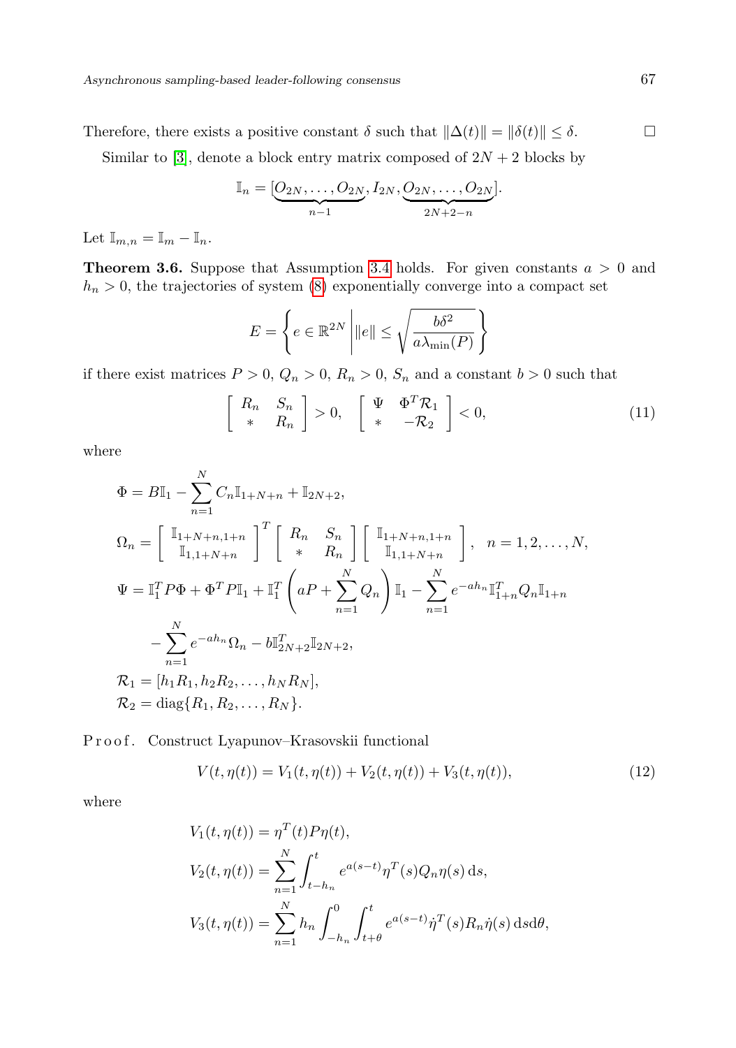Therefore, there exists a positive constant $\delta$ such that $\|\Delta(t)\| = \|\delta(t)\| \leq \delta$. $\square$

Similar to [3], denote a block entry matrix composed of $2N+2$ blocks by

$$\mathbb{I}_n = [\underbrace{O_{2N}, \ldots, O_{2N}}_{n-1}, I_{2N}, \underbrace{O_{2N}, \ldots, O_{2N}}_{2N+2-n}].$$

Let $\mathbb{I}_{m,n} = \mathbb{I}_m - \mathbb{I}_n$.

**Theorem 3.6.** Suppose that Assumption 3.4 holds. For given constants $a > 0$ and $h_n > 0$, the trajectories of system (8) exponentially converge into a compact set

$$E = \left\{ e \in \mathbb{R}^{2N} \,\middle|\, \|e\| \leq \sqrt{\frac{b\delta^2}{a\lambda_{\min}(P)}} \right\}$$

if there exist matrices $P > 0$, $Q_n > 0$, $R_n > 0$, $S_n$ and a constant $b > 0$ such that

$$\begin{bmatrix} R_n & S_n \\ * & R_n \end{bmatrix} > 0, \quad \begin{bmatrix} \Psi & \Phi^T \mathcal{R}_1 \\ * & -\mathcal{R}_2 \end{bmatrix} < 0, \tag{11}$$

where

$$\begin{aligned}
\Phi &= B\mathbb{I}_1 - \sum_{n=1}^{N} C_n \mathbb{I}_{1+N+n} + \mathbb{I}_{2N+2}, \\
\Omega_n &= \begin{bmatrix} \mathbb{I}_{1+N+n,1+n} \\ \mathbb{I}_{1,1+N+n} \end{bmatrix}^T \begin{bmatrix} R_n & S_n \\ * & R_n \end{bmatrix} \begin{bmatrix} \mathbb{I}_{1+N+n,1+n} \\ \mathbb{I}_{1,1+N+n} \end{bmatrix}, \quad n = 1, 2, \ldots, N, \\
\Psi &= \mathbb{I}_1^T P \Phi + \Phi^T P \mathbb{I}_1 + \mathbb{I}_1^T \left( aP + \sum_{n=1}^{N} Q_n \right) \mathbb{I}_1 - \sum_{n=1}^{N} e^{-ah_n} \mathbb{I}_{1+n}^T Q_n \mathbb{I}_{1+n} \\
&\quad - \sum_{n=1}^{N} e^{-ah_n} \Omega_n - b\mathbb{I}_{2N+2}^T \mathbb{I}_{2N+2}, \\
\mathcal{R}_1 &= [h_1 R_1, h_2 R_2, \ldots, h_N R_N], \\
\mathcal{R}_2 &= \operatorname{diag}\{R_1, R_2, \ldots, R_N\}.
\end{aligned}$$

P r o o f. Construct Lyapunov–Krasovskii functional

$$V(t, \eta(t)) = V_1(t, \eta(t)) + V_2(t, \eta(t)) + V_3(t, \eta(t)), \tag{12}$$

where

$$\begin{aligned}
V_1(t, \eta(t)) &= \eta^T(t) P \eta(t), \\
V_2(t, \eta(t)) &= \sum_{n=1}^{N} \int_{t-h_n}^{t} e^{a(s-t)} \eta^T(s) Q_n \eta(s) \, \mathrm{d}s, \\
V_3(t, \eta(t)) &= \sum_{n=1}^{N} h_n \int_{-h_n}^{0} \int_{t+\theta}^{t} e^{a(s-t)} \dot{\eta}^T(s) R_n \dot{\eta}(s) \, \mathrm{d}s \mathrm{d}\theta,
\end{aligned}$$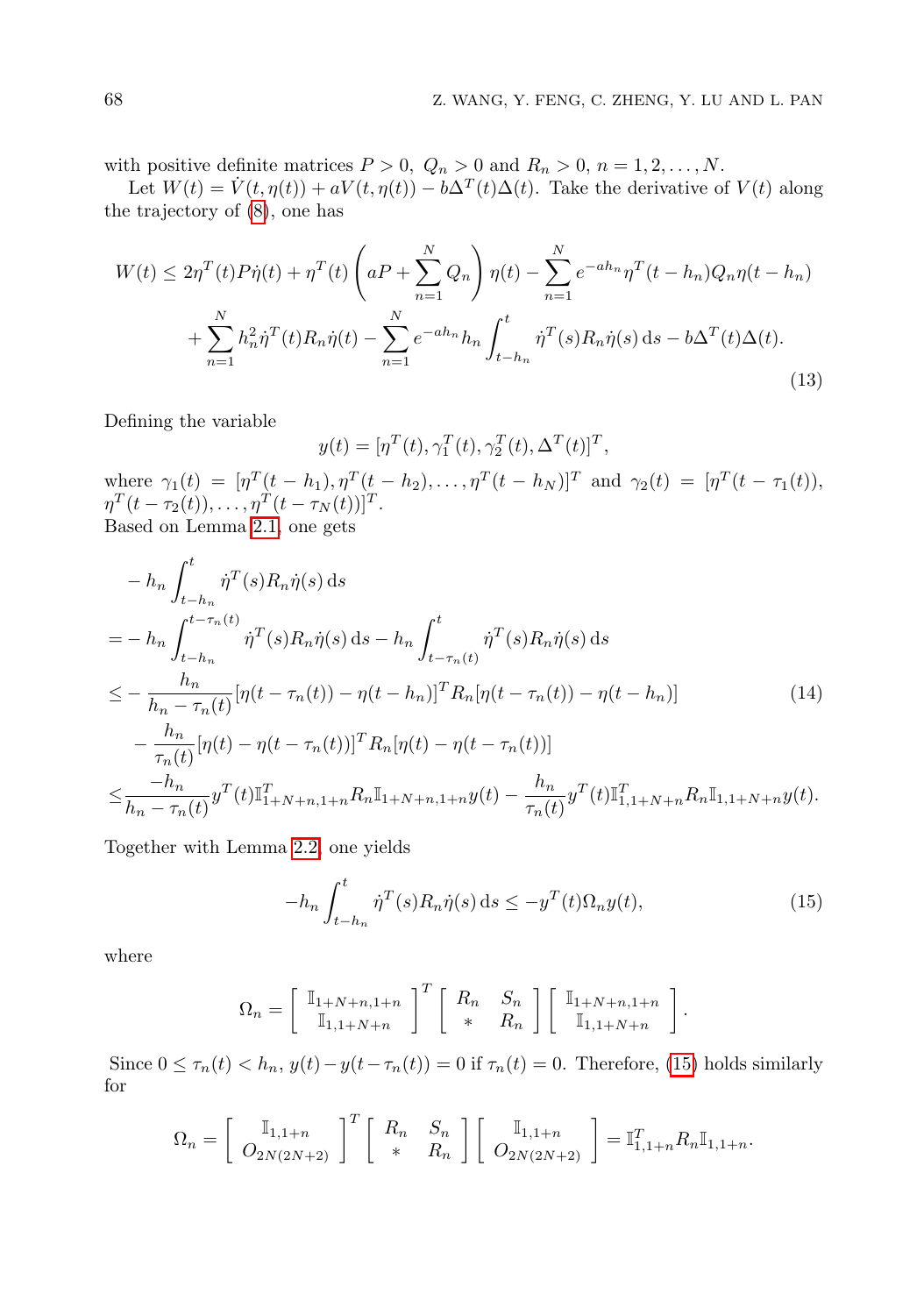with positive definite matrices $P > 0,\ Q_n > 0$ and $R_n > 0,\ n = 1, 2, \ldots, N$.

Let $W(t) = \dot{V}(t, \eta(t)) + aV(t, \eta(t)) - b\Delta^T(t)\Delta(t)$. Take the derivative of $V(t)$ along the trajectory of (8), one has

$$
\begin{aligned}
W(t) \leq\ & 2\eta^T(t)P\dot{\eta}(t) + \eta^T(t)\left(aP + \sum_{n=1}^{N} Q_n\right)\eta(t) - \sum_{n=1}^{N} e^{-ah_n}\eta^T(t-h_n)Q_n\eta(t-h_n) \\
& + \sum_{n=1}^{N} h_n^2\dot{\eta}^T(t)R_n\dot{\eta}(t) - \sum_{n=1}^{N} e^{-ah_n}h_n\int_{t-h_n}^{t}\dot{\eta}^T(s)R_n\dot{\eta}(s)\,\mathrm{d}s - b\Delta^T(t)\Delta(t).
\end{aligned} \tag{13}
$$

Defining the variable

$$
y(t) = [\eta^T(t), \gamma_1^T(t), \gamma_2^T(t), \Delta^T(t)]^T,
$$

where $\gamma_1(t) = [\eta^T(t-h_1), \eta^T(t-h_2), \ldots, \eta^T(t-h_N)]^T$ and $\gamma_2(t) = [\eta^T(t-\tau_1(t)), \eta^T(t-\tau_2(t)), \ldots, \eta^T(t-\tau_N(t))]^T$.

Based on Lemma 2.1, one gets

$$
\begin{aligned}
& -h_n\int_{t-h_n}^{t}\dot{\eta}^T(s)R_n\dot{\eta}(s)\,\mathrm{d}s \\
=& -h_n\int_{t-h_n}^{t-\tau_n(t)}\dot{\eta}^T(s)R_n\dot{\eta}(s)\,\mathrm{d}s - h_n\int_{t-\tau_n(t)}^{t}\dot{\eta}^T(s)R_n\dot{\eta}(s)\,\mathrm{d}s \\
\leq& -\frac{h_n}{h_n-\tau_n(t)}[\eta(t-\tau_n(t)) - \eta(t-h_n)]^T R_n[\eta(t-\tau_n(t)) - \eta(t-h_n)] \\
& -\frac{h_n}{\tau_n(t)}[\eta(t) - \eta(t-\tau_n(t))]^T R_n[\eta(t) - \eta(t-\tau_n(t))] \\
\leq& \frac{-h_n}{h_n-\tau_n(t)}y^T(t)\mathbb{I}_{1+N+n,1+n}^T R_n\mathbb{I}_{1+N+n,1+n}y(t) - \frac{h_n}{\tau_n(t)}y^T(t)\mathbb{I}_{1,1+N+n}^T R_n\mathbb{I}_{1,1+N+n}y(t).
\end{aligned} \tag{14}
$$

Together with Lemma 2.2, one yields

$$
-h_n\int_{t-h_n}^{t}\dot{\eta}^T(s)R_n\dot{\eta}(s)\,\mathrm{d}s \leq -y^T(t)\Omega_n y(t), \tag{15}
$$

where

$$
\Omega_n = \begin{bmatrix} \mathbb{I}_{1+N+n,1+n} \\ \mathbb{I}_{1,1+N+n} \end{bmatrix}^T \begin{bmatrix} R_n & S_n \\ * & R_n \end{bmatrix} \begin{bmatrix} \mathbb{I}_{1+N+n,1+n} \\ \mathbb{I}_{1,1+N+n} \end{bmatrix}.
$$

Since $0 \leq \tau_n(t) < h_n$, $y(t) - y(t-\tau_n(t)) = 0$ if $\tau_n(t) = 0$. Therefore, (15) holds similarly for

$$
\Omega_n = \begin{bmatrix} \mathbb{I}_{1,1+n} \\ O_{2N(2N+2)} \end{bmatrix}^T \begin{bmatrix} R_n & S_n \\ * & R_n \end{bmatrix} \begin{bmatrix} \mathbb{I}_{1,1+n} \\ O_{2N(2N+2)} \end{bmatrix} = \mathbb{I}_{1,1+n}^T R_n\mathbb{I}_{1,1+n}.
$$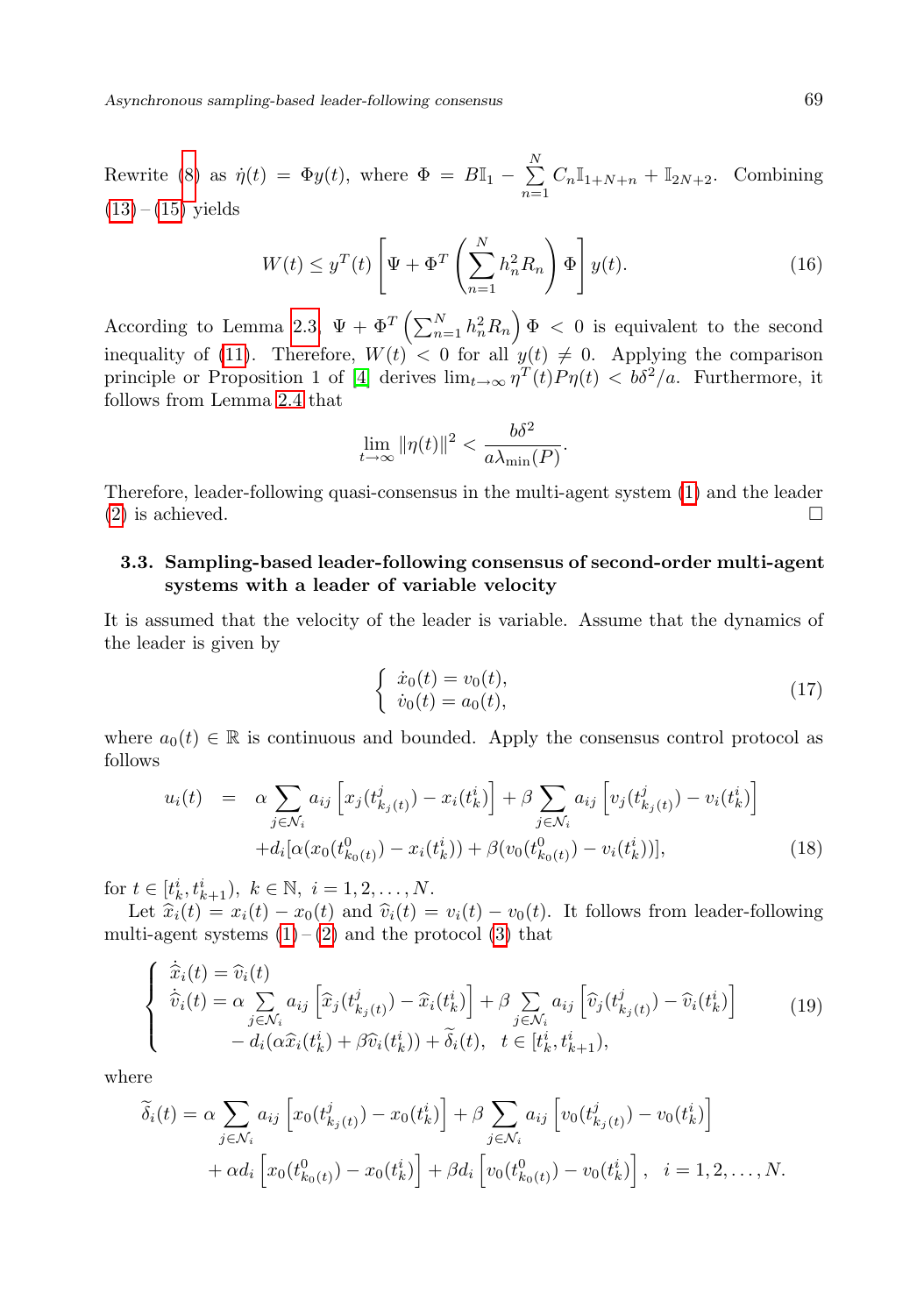Rewrite (8) as $\dot{\eta}(t) = \Phi y(t)$, where $\Phi = B\mathbb{I}_1 - \sum_{n=1}^{N} C_n \mathbb{I}_{1+N+n} + \mathbb{I}_{2N+2}$. Combining (13) – (15) yields

$$W(t) \leq y^T(t)\left[\Psi + \Phi^T\left(\sum_{n=1}^{N} h_n^2 R_n\right)\Phi\right] y(t). \tag{16}$$

According to Lemma 2.3, $\Psi + \Phi^T\left(\sum_{n=1}^{N} h_n^2 R_n\right)\Phi < 0$ is equivalent to the second inequality of (11). Therefore, $W(t) < 0$ for all $y(t) \neq 0$. Applying the comparison principle or Proposition 1 of [4] derives $\lim_{t\to\infty} \eta^T(t) P \eta(t) < b\delta^2/a$. Furthermore, it follows from Lemma 2.4 that

$$\lim_{t\to\infty} \|\eta(t)\|^2 < \frac{b\delta^2}{a\lambda_{\min}(P)}.$$

Therefore, leader-following quasi-consensus in the multi-agent system (1) and the leader (2) is achieved. □

### 3.3. Sampling-based leader-following consensus of second-order multi-agent systems with a leader of variable velocity

It is assumed that the velocity of the leader is variable. Assume that the dynamics of the leader is given by

$$\begin{cases} \dot{x}_0(t) = v_0(t), \\ \dot{v}_0(t) = a_0(t), \end{cases} \tag{17}$$

where $a_0(t) \in \mathbb{R}$ is continuous and bounded. Apply the consensus control protocol as follows

$$\begin{aligned} u_i(t) \;\; &= \;\; \alpha \sum_{j\in\mathcal{N}_i} a_{ij}\left[x_j(t^j_{k_j(t)}) - x_i(t^i_k)\right] + \beta \sum_{j\in\mathcal{N}_i} a_{ij}\left[v_j(t^j_{k_j(t)}) - v_i(t^i_k)\right] \\ &\quad + d_i[\alpha(x_0(t^0_{k_0(t)}) - x_i(t^i_k)) + \beta(v_0(t^0_{k_0(t)}) - v_i(t^i_k))], \end{aligned} \tag{18}$$

for $t \in [t^i_k, t^i_{k+1}),\ k \in \mathbb{N},\ i = 1, 2, \ldots, N$.

Let $\widehat{x}_i(t) = x_i(t) - x_0(t)$ and $\widehat{v}_i(t) = v_i(t) - v_0(t)$. It follows from leader-following multi-agent systems (1) – (2) and the protocol (3) that

$$\begin{cases} \dot{\widehat{x}}_i(t) = \widehat{v}_i(t) \\ \dot{\widehat{v}}_i(t) = \alpha \sum\limits_{j\in\mathcal{N}_i} a_{ij}\left[\widehat{x}_j(t^j_{k_j(t)}) - \widehat{x}_i(t^i_k)\right] + \beta \sum\limits_{j\in\mathcal{N}_i} a_{ij}\left[\widehat{v}_j(t^j_{k_j(t)}) - \widehat{v}_i(t^i_k)\right] \\ \qquad\quad - d_i(\alpha\widehat{x}_i(t^i_k) + \beta\widehat{v}_i(t^i_k)) + \widetilde{\delta}_i(t), \quad t \in [t^i_k, t^i_{k+1}), \end{cases} \tag{19}$$

where

$$\begin{aligned} \widetilde{\delta}_i(t) &= \alpha \sum_{j\in\mathcal{N}_i} a_{ij}\left[x_0(t^j_{k_j(t)}) - x_0(t^i_k)\right] + \beta \sum_{j\in\mathcal{N}_i} a_{ij}\left[v_0(t^j_{k_j(t)}) - v_0(t^i_k)\right] \\ &\quad + \alpha d_i\left[x_0(t^0_{k_0(t)}) - x_0(t^i_k)\right] + \beta d_i\left[v_0(t^0_{k_0(t)}) - v_0(t^i_k)\right], \quad i = 1, 2, \ldots, N. \end{aligned}$$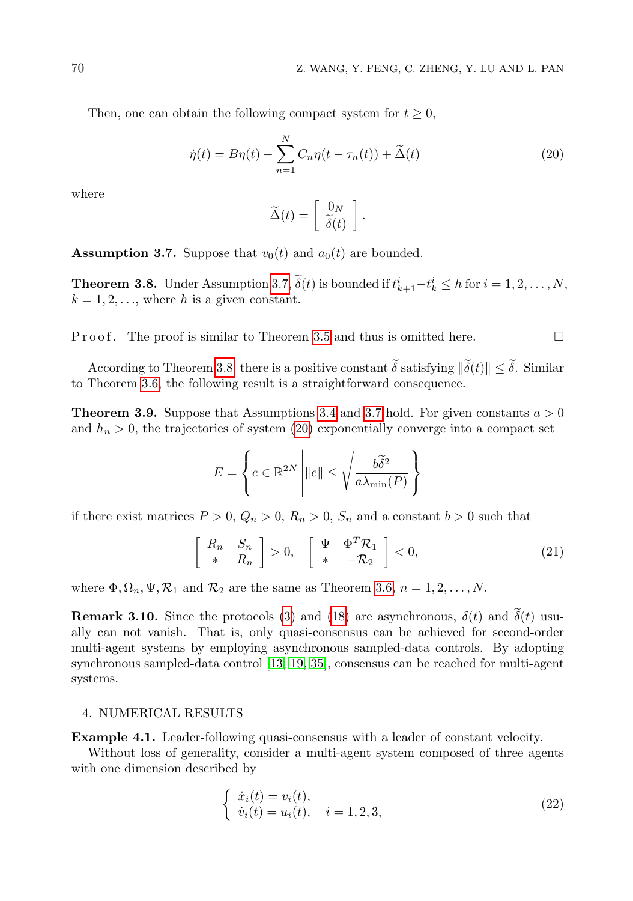Then, one can obtain the following compact system for $t \geq 0$,

$$\dot{\eta}(t) = B\eta(t) - \sum_{n=1}^{N} C_n \eta(t - \tau_n(t)) + \widetilde{\Delta}(t) \tag{20}$$

where

$$\widetilde{\Delta}(t) = \begin{bmatrix} 0_N \\ \widetilde{\delta}(t) \end{bmatrix}.$$

**Assumption 3.7.** Suppose that $v_0(t)$ and $a_0(t)$ are bounded.

**Theorem 3.8.** Under Assumption 3.7, $\widetilde{\delta}(t)$ is bounded if $t_{k+1}^i - t_k^i \leq h$ for $i = 1, 2, \ldots, N$, $k = 1, 2, \ldots$, where $h$ is a given constant.

Proof. The proof is similar to Theorem 3.5 and thus is omitted here. □

According to Theorem 3.8, there is a positive constant $\widetilde{\delta}$ satisfying $\|\widetilde{\delta}(t)\| \leq \widetilde{\delta}$. Similar to Theorem 3.6, the following result is a straightforward consequence.

**Theorem 3.9.** Suppose that Assumptions 3.4 and 3.7 hold. For given constants $a > 0$ and $h_n > 0$, the trajectories of system (20) exponentially converge into a compact set

$$E = \left\{ e \in \mathbb{R}^{2N} \middle| \|e\| \leq \sqrt{\frac{b\widetilde{\delta}^2}{a\lambda_{\min}(P)}} \right\}$$

if there exist matrices $P > 0$, $Q_n > 0$, $R_n > 0$, $S_n$ and a constant $b > 0$ such that

$$\begin{bmatrix} R_n & S_n \\ * & R_n \end{bmatrix} > 0, \quad \begin{bmatrix} \Psi & \Phi^T \mathcal{R}_1 \\ * & -\mathcal{R}_2 \end{bmatrix} < 0, \tag{21}$$

where $\Phi, \Omega_n, \Psi, \mathcal{R}_1$ and $\mathcal{R}_2$ are the same as Theorem 3.6, $n = 1, 2, \ldots, N$.

**Remark 3.10.** Since the protocols (3) and (18) are asynchronous, $\delta(t)$ and $\widetilde{\delta}(t)$ usually can not vanish. That is, only quasi-consensus can be achieved for second-order multi-agent systems by employing asynchronous sampled-data controls. By adopting synchronous sampled-data control [13, 19, 35], consensus can be reached for multi-agent systems.

## 4. NUMERICAL RESULTS

**Example 4.1.** Leader-following quasi-consensus with a leader of constant velocity.

Without loss of generality, consider a multi-agent system composed of three agents with one dimension described by

$$\begin{cases} \dot{x}_i(t) = v_i(t), \\ \dot{v}_i(t) = u_i(t), \quad i = 1, 2, 3, \end{cases} \tag{22}$$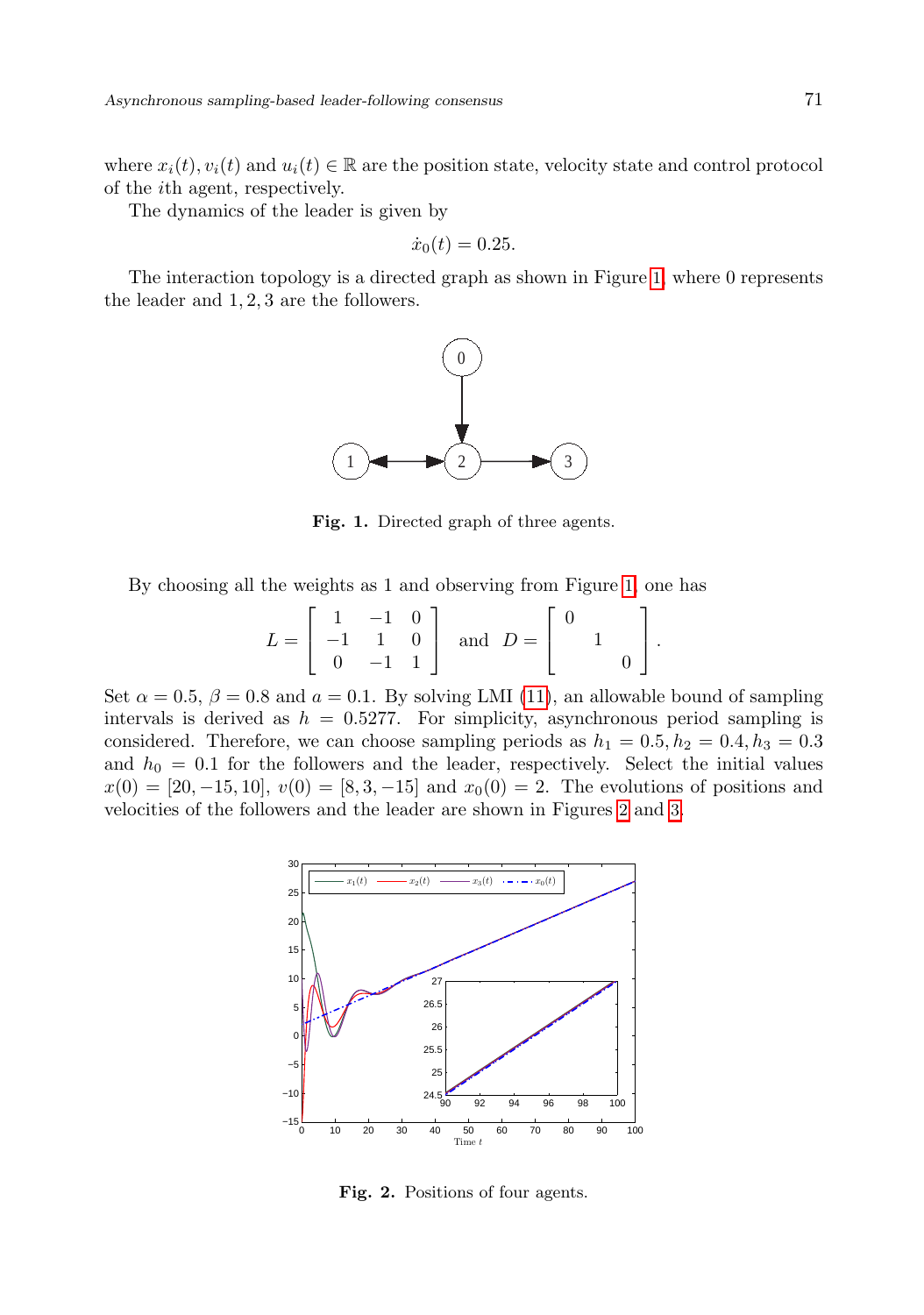where $x_i(t), v_i(t)$ and $u_i(t) \in \mathbb{R}$ are the position state, velocity state and control protocol of the $i$th agent, respectively.

The dynamics of the leader is given by

$$\dot{x}_0(t) = 0.25.$$

The interaction topology is a directed graph as shown in Figure 1, where 0 represents the leader and $1, 2, 3$ are the followers.

**Fig. 1.** Directed graph of three agents.

By choosing all the weights as 1 and observing from Figure 1, one has

$$L = \begin{bmatrix} 1 & -1 & 0 \\ -1 & 1 & 0 \\ 0 & -1 & 1 \end{bmatrix} \quad \text{and} \quad D = \begin{bmatrix} 0 & & \\ & 1 & \\ & & 0 \end{bmatrix}.$$

Set $\alpha = 0.5$, $\beta = 0.8$ and $a = 0.1$. By solving LMI (11), an allowable bound of sampling intervals is derived as $h = 0.5277$. For simplicity, asynchronous period sampling is considered. Therefore, we can choose sampling periods as $h_1 = 0.5, h_2 = 0.4, h_3 = 0.3$ and $h_0 = 0.1$ for the followers and the leader, respectively. Select the initial values $x(0) = [20, -15, 10]$, $v(0) = [8, 3, -15]$ and $x_0(0) = 2$. The evolutions of positions and velocities of the followers and the leader are shown in Figures 2 and 3.

**Fig. 2.** Positions of four agents.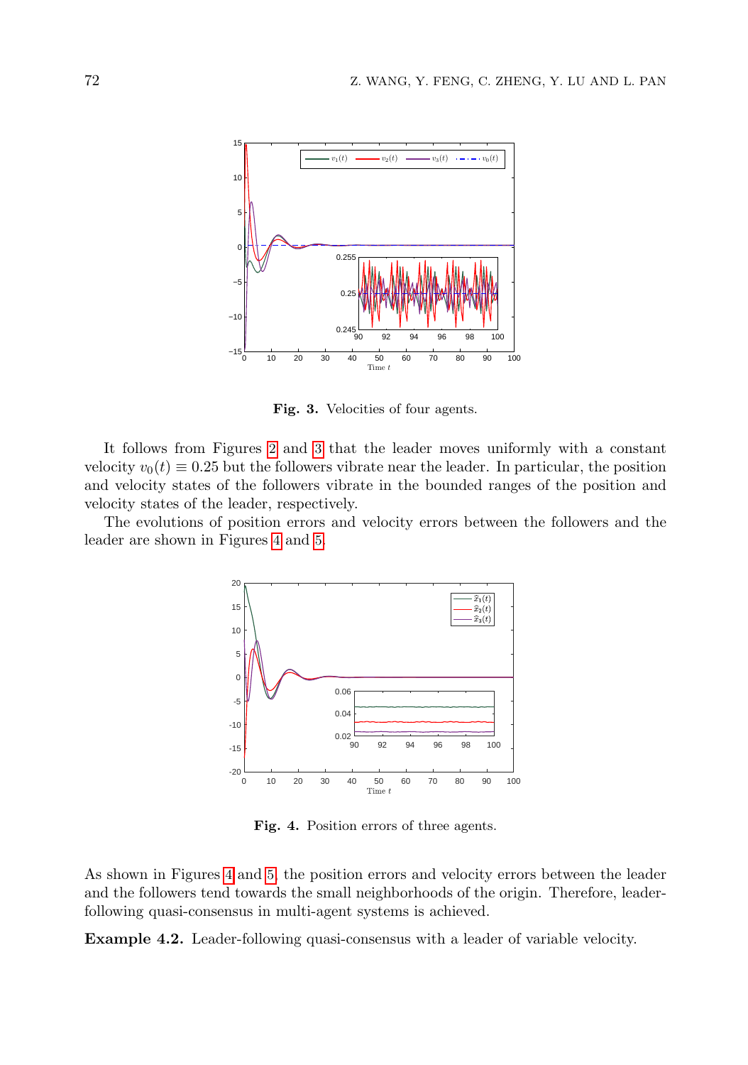Fig. 3. Velocities of four agents.

It follows from Figures 2 and 3 that the leader moves uniformly with a constant velocity $v_0(t) \equiv 0.25$ but the followers vibrate near the leader. In particular, the position and velocity states of the followers vibrate in the bounded ranges of the position and velocity states of the leader, respectively.

The evolutions of position errors and velocity errors between the followers and the leader are shown in Figures 4 and 5.

Fig. 4. Position errors of three agents.

As shown in Figures 4 and 5, the position errors and velocity errors between the leader and the followers tend towards the small neighborhoods of the origin. Therefore, leader-following quasi-consensus in multi-agent systems is achieved.

**Example 4.2.** Leader-following quasi-consensus with a leader of variable velocity.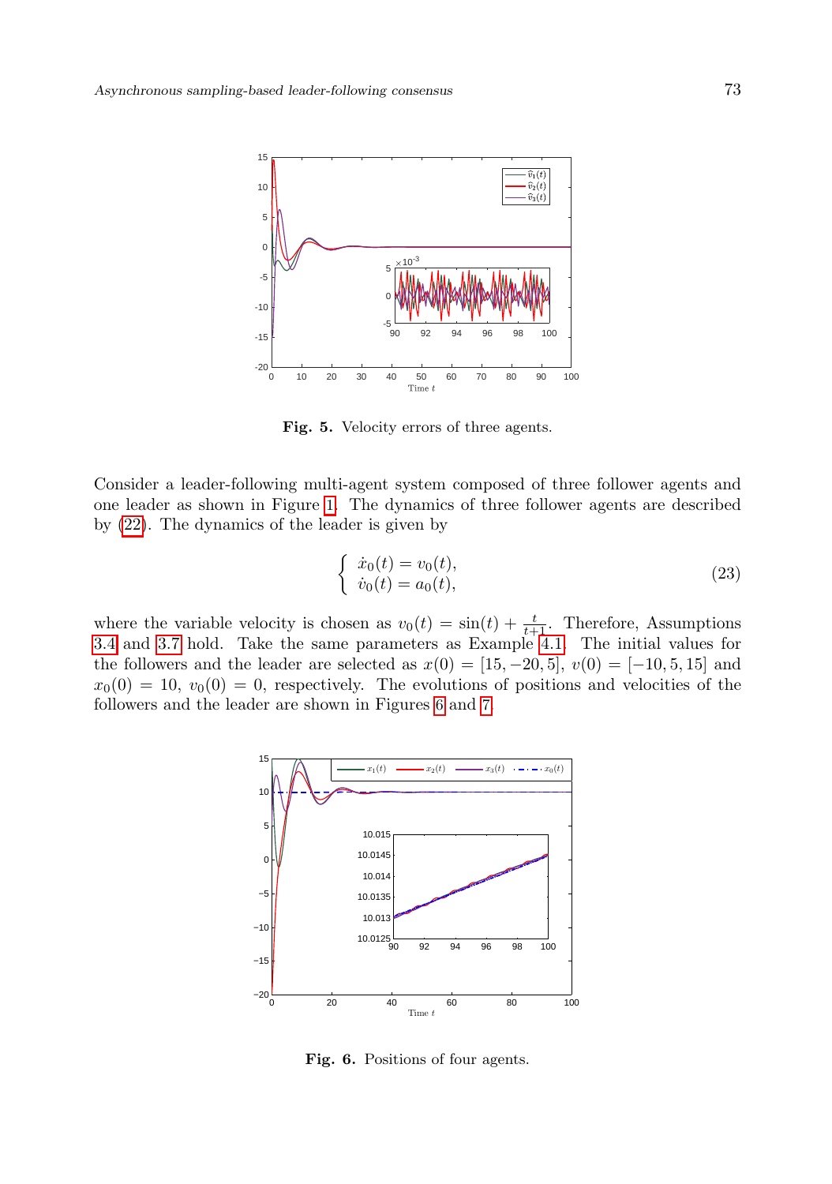Fig. 5. Velocity errors of three agents.

Consider a leader-following multi-agent system composed of three follower agents and one leader as shown in Figure 1. The dynamics of three follower agents are described by (22). The dynamics of the leader is given by

$$
\begin{cases} \dot{x}_0(t) = v_0(t), \\ \dot{v}_0(t) = a_0(t), \end{cases} \tag{23}
$$

where the variable velocity is chosen as $v_0(t) = \sin(t) + \frac{t}{t+1}$. Therefore, Assumptions 3.4 and 3.7 hold. Take the same parameters as Example 4.1. The initial values for the followers and the leader are selected as $x(0) = [15, -20, 5]$, $v(0) = [-10, 5, 15]$ and $x_0(0) = 10$, $v_0(0) = 0$, respectively. The evolutions of positions and velocities of the followers and the leader are shown in Figures 6 and 7.

Fig. 6. Positions of four agents.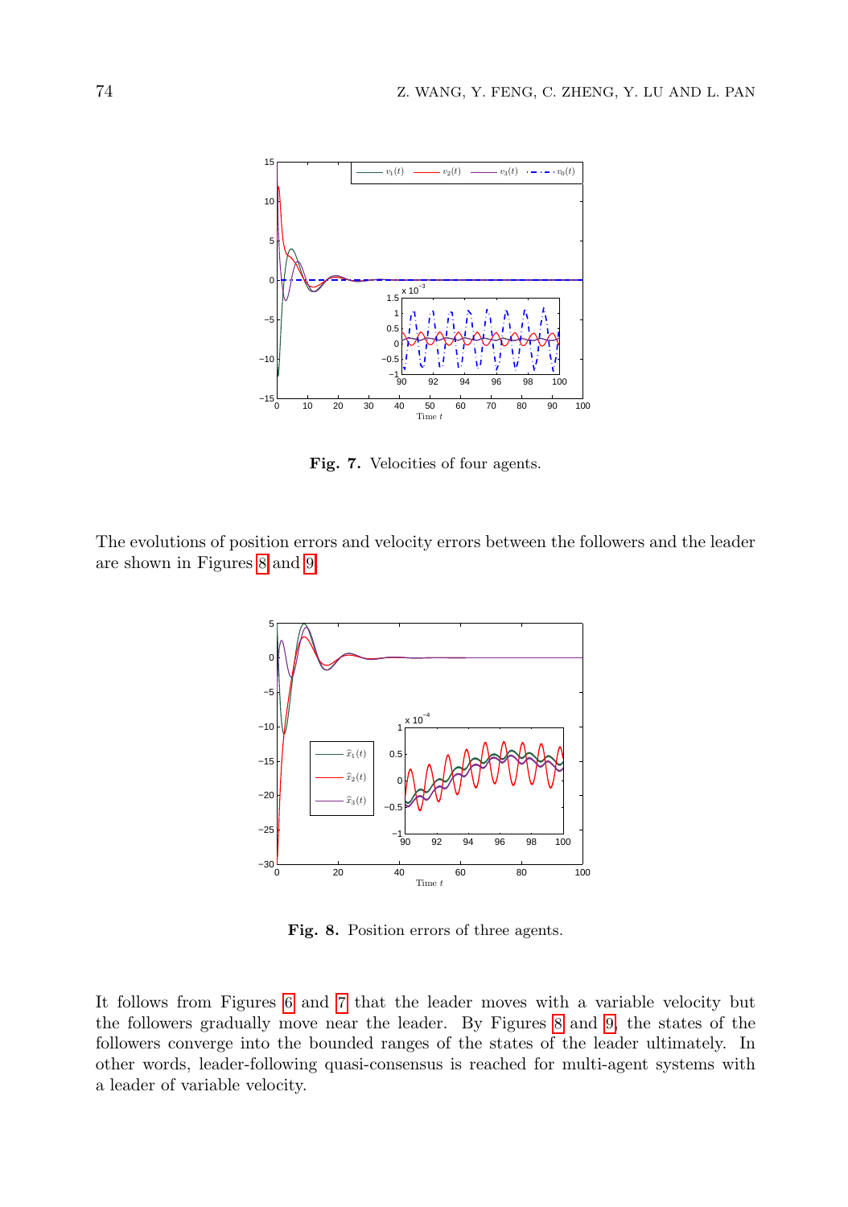**Fig. 7.** Velocities of four agents.

The evolutions of position errors and velocity errors between the followers and the leader are shown in Figures 8 and 9.

**Fig. 8.** Position errors of three agents.

It follows from Figures 6 and 7 that the leader moves with a variable velocity but the followers gradually move near the leader. By Figures 8 and 9, the states of the followers converge into the bounded ranges of the states of the leader ultimately. In other words, leader-following quasi-consensus is reached for multi-agent systems with a leader of variable velocity.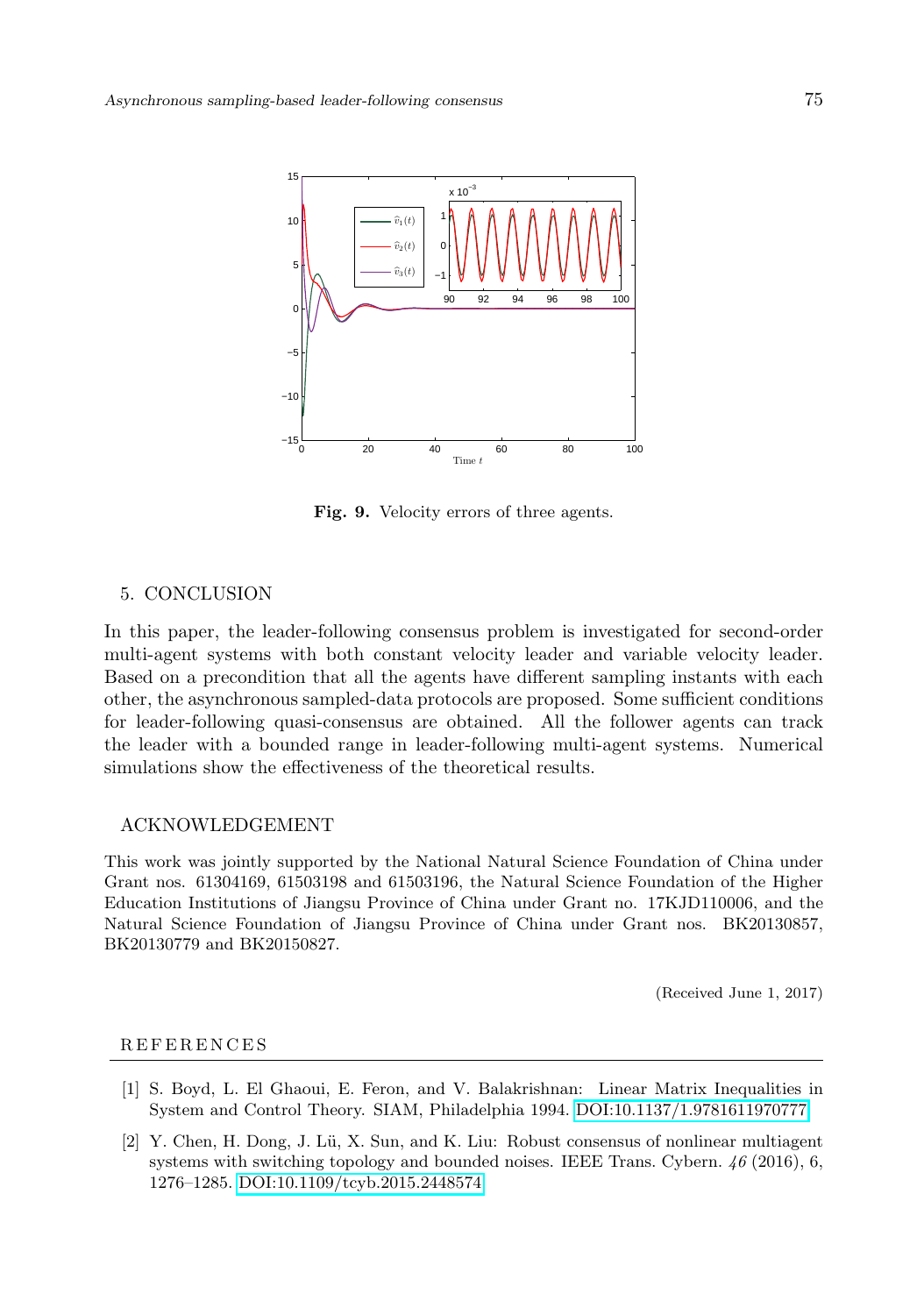**Fig. 9.** Velocity errors of three agents.

## 5. CONCLUSION

In this paper, the leader-following consensus problem is investigated for second-order multi-agent systems with both constant velocity leader and variable velocity leader. Based on a precondition that all the agents have different sampling instants with each other, the asynchronous sampled-data protocols are proposed. Some sufficient conditions for leader-following quasi-consensus are obtained. All the follower agents can track the leader with a bounded range in leader-following multi-agent systems. Numerical simulations show the effectiveness of the theoretical results.

## ACKNOWLEDGEMENT

This work was jointly supported by the National Natural Science Foundation of China under Grant nos. 61304169, 61503198 and 61503196, the Natural Science Foundation of the Higher Education Institutions of Jiangsu Province of China under Grant no. 17KJD110006, and the Natural Science Foundation of Jiangsu Province of China under Grant nos. BK20130857, BK20130779 and BK20150827.

(Received June 1, 2017)

## REFERENCES

[1] S. Boyd, L. El Ghaoui, E. Feron, and V. Balakrishnan: Linear Matrix Inequalities in System and Control Theory. SIAM, Philadelphia 1994. DOI:10.1137/1.9781611970777

[2] Y. Chen, H. Dong, J. Lü, X. Sun, and K. Liu: Robust consensus of nonlinear multiagent systems with switching topology and bounded noises. IEEE Trans. Cybern. *46* (2016), 6, 1276–1285. DOI:10.1109/tcyb.2015.2448574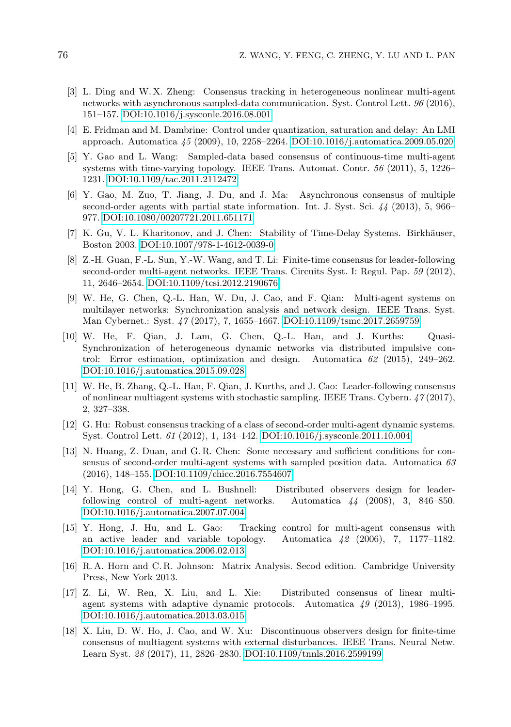[3] L. Ding and W. X. Zheng: Consensus tracking in heterogeneous nonlinear multi-agent networks with asynchronous sampled-data communication. Syst. Control Lett. *96* (2016), 151–157. DOI:10.1016/j.sysconle.2016.08.001

[4] E. Fridman and M. Dambrine: Control under quantization, saturation and delay: An LMI approach. Automatica *45* (2009), 10, 2258–2264. DOI:10.1016/j.automatica.2009.05.020

[5] Y. Gao and L. Wang: Sampled-data based consensus of continuous-time multi-agent systems with time-varying topology. IEEE Trans. Automat. Contr. *56* (2011), 5, 1226–1231. DOI:10.1109/tac.2011.2112472

[6] Y. Gao, M. Zuo, T. Jiang, J. Du, and J. Ma: Asynchronous consensus of multiple second-order agents with partial state information. Int. J. Syst. Sci. *44* (2013), 5, 966–977. DOI:10.1080/00207721.2011.651171

[7] K. Gu, V. L. Kharitonov, and J. Chen: Stability of Time-Delay Systems. Birkhäuser, Boston 2003. DOI:10.1007/978-1-4612-0039-0

[8] Z.-H. Guan, F.-L. Sun, Y.-W. Wang, and T. Li: Finite-time consensus for leader-following second-order multi-agent networks. IEEE Trans. Circuits Syst. I: Regul. Pap. *59* (2012), 11, 2646–2654. DOI:10.1109/tcsi.2012.2190676

[9] W. He, G. Chen, Q.-L. Han, W. Du, J. Cao, and F. Qian: Multi-agent systems on multilayer networks: Synchronization analysis and network design. IEEE Trans. Syst. Man Cybernet.: Syst. *47* (2017), 7, 1655–1667. DOI:10.1109/tsmc.2017.2659759

[10] W. He, F. Qian, J. Lam, G. Chen, Q.-L. Han, and J. Kurths: Quasi-Synchronization of heterogeneous dynamic networks via distributed impulsive control: Error estimation, optimization and design. Automatica *62* (2015), 249–262. DOI:10.1016/j.automatica.2015.09.028

[11] W. He, B. Zhang, Q.-L. Han, F. Qian, J. Kurths, and J. Cao: Leader-following consensus of nonlinear multiagent systems with stochastic sampling. IEEE Trans. Cybern. *47* (2017), 2, 327–338.

[12] G. Hu: Robust consensus tracking of a class of second-order multi-agent dynamic systems. Syst. Control Lett. *61* (2012), 1, 134–142. DOI:10.1016/j.sysconle.2011.10.004

[13] N. Huang, Z. Duan, and G. R. Chen: Some necessary and sufficient conditions for consensus of second-order multi-agent systems with sampled position data. Automatica *63* (2016), 148–155. DOI:10.1109/chicc.2016.7554607

[14] Y. Hong, G. Chen, and L. Bushnell: Distributed observers design for leader-following control of multi-agent networks. Automatica *44* (2008), 3, 846–850. DOI:10.1016/j.automatica.2007.07.004

[15] Y. Hong, J. Hu, and L. Gao: Tracking control for multi-agent consensus with an active leader and variable topology. Automatica *42* (2006), 7, 1177–1182. DOI:10.1016/j.automatica.2006.02.013

[16] R. A. Horn and C. R. Johnson: Matrix Analysis. Secod edition. Cambridge University Press, New York 2013.

[17] Z. Li, W. Ren, X. Liu, and L. Xie: Distributed consensus of linear multi-agent systems with adaptive dynamic protocols. Automatica *49* (2013), 1986–1995. DOI:10.1016/j.automatica.2013.03.015

[18] X. Liu, D. W. Ho, J. Cao, and W. Xu: Discontinuous observers design for finite-time consensus of multiagent systems with external disturbances. IEEE Trans. Neural Netw. Learn Syst. *28* (2017), 11, 2826–2830. DOI:10.1109/tnnls.2016.2599199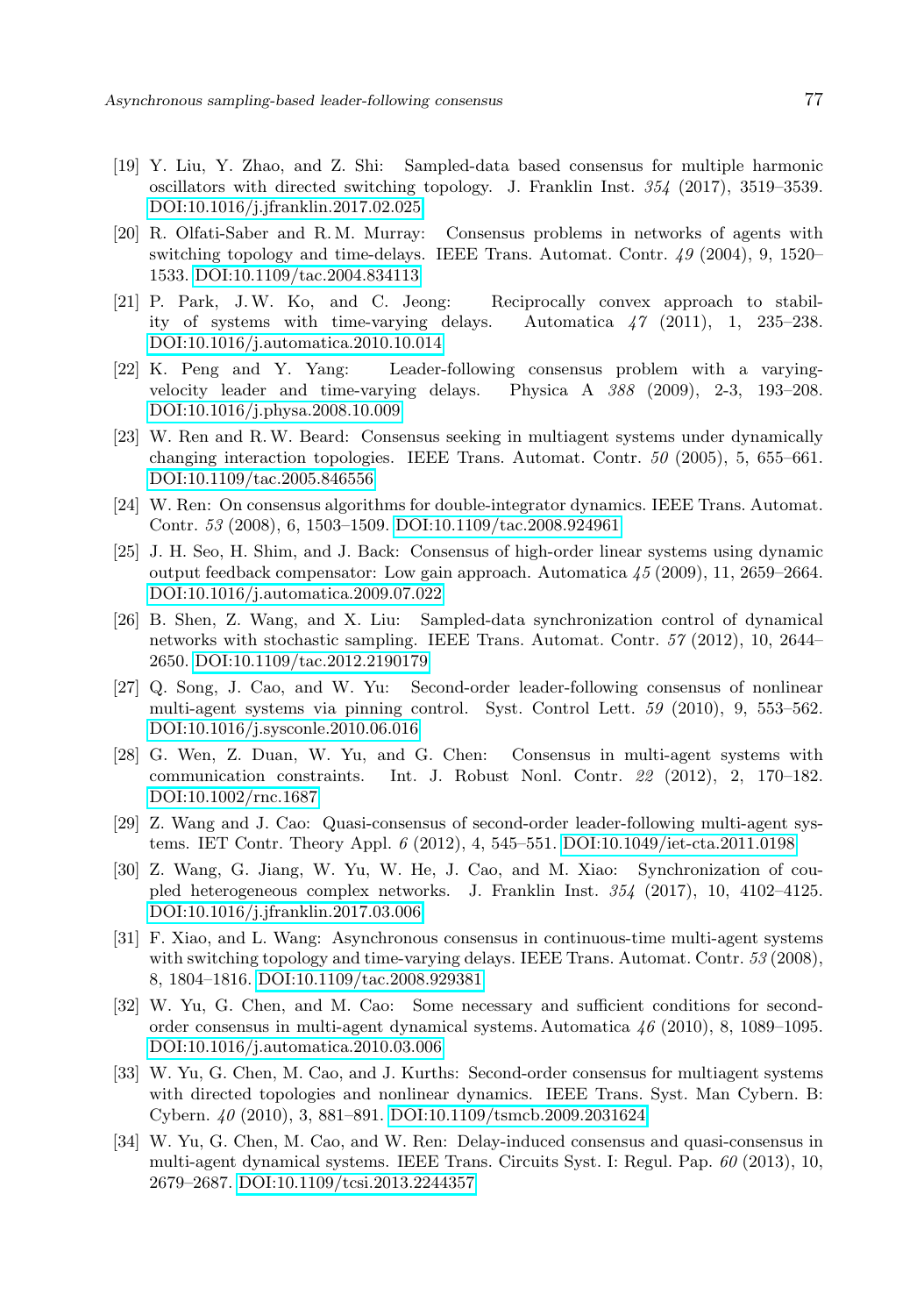[19] Y. Liu, Y. Zhao, and Z. Shi: Sampled-data based consensus for multiple harmonic oscillators with directed switching topology. J. Franklin Inst. *354* (2017), 3519–3539. DOI:10.1016/j.jfranklin.2017.02.025

[20] R. Olfati-Saber and R. M. Murray: Consensus problems in networks of agents with switching topology and time-delays. IEEE Trans. Automat. Contr. *49* (2004), 9, 1520–1533. DOI:10.1109/tac.2004.834113

[21] P. Park, J. W. Ko, and C. Jeong: Reciprocally convex approach to stability of systems with time-varying delays. Automatica *47* (2011), 1, 235–238. DOI:10.1016/j.automatica.2010.10.014

[22] K. Peng and Y. Yang: Leader-following consensus problem with a varying-velocity leader and time-varying delays. Physica A *388* (2009), 2-3, 193–208. DOI:10.1016/j.physa.2008.10.009

[23] W. Ren and R. W. Beard: Consensus seeking in multiagent systems under dynamically changing interaction topologies. IEEE Trans. Automat. Contr. *50* (2005), 5, 655–661. DOI:10.1109/tac.2005.846556

[24] W. Ren: On consensus algorithms for double-integrator dynamics. IEEE Trans. Automat. Contr. *53* (2008), 6, 1503–1509. DOI:10.1109/tac.2008.924961

[25] J. H. Seo, H. Shim, and J. Back: Consensus of high-order linear systems using dynamic output feedback compensator: Low gain approach. Automatica *45* (2009), 11, 2659–2664. DOI:10.1016/j.automatica.2009.07.022

[26] B. Shen, Z. Wang, and X. Liu: Sampled-data synchronization control of dynamical networks with stochastic sampling. IEEE Trans. Automat. Contr. *57* (2012), 10, 2644–2650. DOI:10.1109/tac.2012.2190179

[27] Q. Song, J. Cao, and W. Yu: Second-order leader-following consensus of nonlinear multi-agent systems via pinning control. Syst. Control Lett. *59* (2010), 9, 553–562. DOI:10.1016/j.sysconle.2010.06.016

[28] G. Wen, Z. Duan, W. Yu, and G. Chen: Consensus in multi-agent systems with communication constraints. Int. J. Robust Nonl. Contr. *22* (2012), 2, 170–182. DOI:10.1002/rnc.1687

[29] Z. Wang and J. Cao: Quasi-consensus of second-order leader-following multi-agent systems. IET Contr. Theory Appl. *6* (2012), 4, 545–551. DOI:10.1049/iet-cta.2011.0198

[30] Z. Wang, G. Jiang, W. Yu, W. He, J. Cao, and M. Xiao: Synchronization of coupled heterogeneous complex networks. J. Franklin Inst. *354* (2017), 10, 4102–4125. DOI:10.1016/j.jfranklin.2017.03.006

[31] F. Xiao, and L. Wang: Asynchronous consensus in continuous-time multi-agent systems with switching topology and time-varying delays. IEEE Trans. Automat. Contr. *53* (2008), 8, 1804–1816. DOI:10.1109/tac.2008.929381

[32] W. Yu, G. Chen, and M. Cao: Some necessary and sufficient conditions for second-order consensus in multi-agent dynamical systems. Automatica *46* (2010), 8, 1089–1095. DOI:10.1016/j.automatica.2010.03.006

[33] W. Yu, G. Chen, M. Cao, and J. Kurths: Second-order consensus for multiagent systems with directed topologies and nonlinear dynamics. IEEE Trans. Syst. Man Cybern. B: Cybern. *40* (2010), 3, 881–891. DOI:10.1109/tsmcb.2009.2031624

[34] W. Yu, G. Chen, M. Cao, and W. Ren: Delay-induced consensus and quasi-consensus in multi-agent dynamical systems. IEEE Trans. Circuits Syst. I: Regul. Pap. *60* (2013), 10, 2679–2687. DOI:10.1109/tcsi.2013.2244357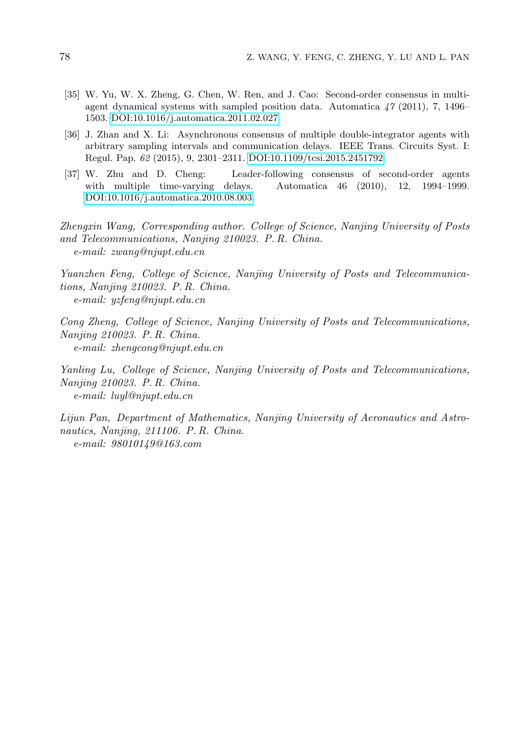[35] W. Yu, W. X. Zheng, G. Chen, W. Ren, and J. Cao: Second-order consensus in multi-agent dynamical systems with sampled position data. Automatica *47* (2011), 7, 1496–1503. DOI:10.1016/j.automatica.2011.02.027

[36] J. Zhan and X. Li: Asynchronous consensus of multiple double-integrator agents with arbitrary sampling intervals and communication delays. IEEE Trans. Circuits Syst. I: Regul. Pap. *62* (2015), 9, 2301–2311. DOI:10.1109/tcsi.2015.2451792

[37] W. Zhu and D. Cheng: Leader-following consensus of second-order agents with multiple time-varying delays. Automatica 46 (2010), 12, 1994–1999. DOI:10.1016/j.automatica.2010.08.003

*Zhengxin Wang, Corresponding author. College of Science, Nanjing University of Posts and Telecommunications, Nanjing 210023. P. R. China.*
*e-mail: zwang@njupt.edu.cn*

*Yuanzhen Feng, College of Science, Nanjing University of Posts and Telecommunications, Nanjing 210023. P. R. China.*
*e-mail: yzfeng@njupt.edu.cn*

*Cong Zheng, College of Science, Nanjing University of Posts and Telecommunications, Nanjing 210023. P. R. China.*
*e-mail: zhengcong@njupt.edu.cn*

*Yanling Lu, College of Science, Nanjing University of Posts and Telecommunications, Nanjing 210023. P. R. China.*
*e-mail: luyl@njupt.edu.cn*

*Lijun Pan, Department of Mathematics, Nanjing University of Aeronautics and Astronautics, Nanjing, 211106. P. R. China.*
*e-mail: 98010149@163.com*